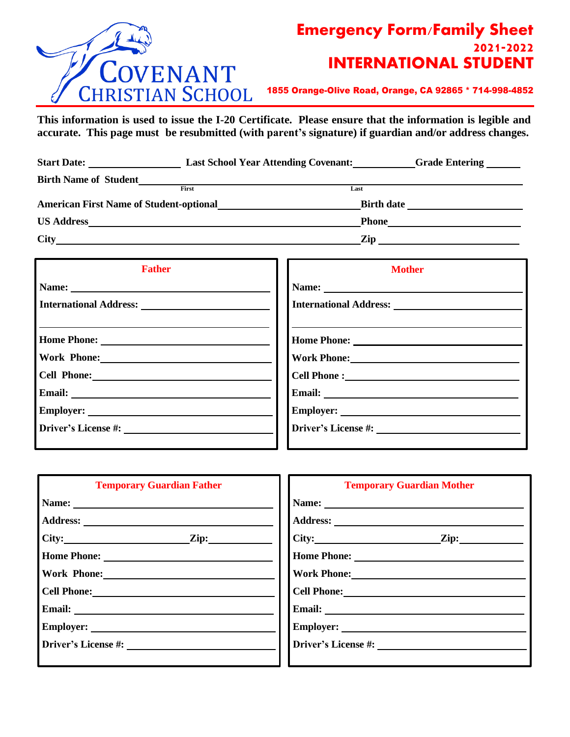# Emergency Form/Family Sheet

**2021-2022**

## INTERNATIONAL STUDENT

COVENANT CHRISTIAN SCHOOL

**1855 Orange-Olive Road, Orange, CA 92865 * 714-998-4852**

**This information is used to issue the I-20 Certificate. Please ensure that the information is legible and accurate. This page must be resubmitted (with parent's signature) if guardian and/or address changes.**

**Start Date:** ________________ **Last School Year Attending Covenant:** ___________ **Grade Entering** ______

**Birth Name of Student** ______________________________ (First) ______________________________ (Last)

**American First Name of Student-optional** ______________________________ **Birth date** ____________________

**US Address** ______________________________ **Phone** ____________________

**City** ______________________________ **Zip** ____________________

| Father | Mother |
|---|---|
| **Name:** | **Name:** |
| **International Address:** | **International Address:** |
| **Home Phone:** | **Home Phone:** |
| **Work Phone:** | **Work Phone:** |
| **Cell Phone:** | **Cell Phone :** |
| **Email:** | **Email:** |
| **Employer:** | **Employer:** |
| **Driver's License #:** | **Driver's License #:** |

| Temporary Guardian Father | Temporary Guardian Mother |
|---|---|
| **Name:** | **Name:** |
| **Address:** | **Address:** |
| **City:** ________ **Zip:** ________ | **City:** ________ **Zip:** ________ |
| **Home Phone:** | **Home Phone:** |
| **Work Phone:** | **Work Phone:** |
| **Cell Phone:** | **Cell Phone:** |
| **Email:** | **Email:** |
| **Employer:** | **Employer:** |
| **Driver's License #:** | **Driver's License #:** |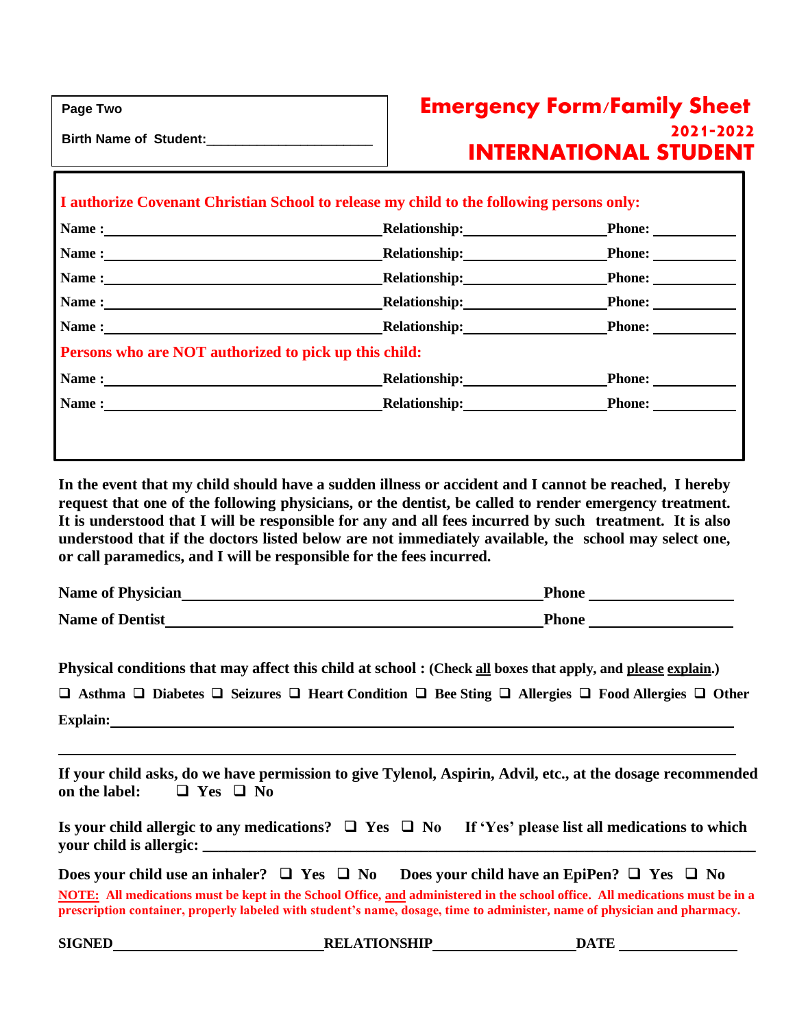**Page Two**

**Birth Name of Student:**______________________

# Emergency Form/Family Sheet

## 2021-2022

## INTERNATIONAL STUDENT

**I authorize Covenant Christian School to release my child to the following persons only:**

**Name :**______________________ **Relationship:**______________ **Phone:** __________

**Name :**______________________ **Relationship:**______________ **Phone:** __________

**Name :**______________________ **Relationship:**______________ **Phone:** __________

**Name :**______________________ **Relationship:**______________ **Phone:** __________

**Name :**______________________ **Relationship:**______________ **Phone:** __________

**Persons who are NOT authorized to pick up this child:**

**Name :**______________________ **Relationship:**______________ **Phone:** __________

**Name :**______________________ **Relationship:**______________ **Phone:** __________

**In the event that my child should have a sudden illness or accident and I cannot be reached, I hereby request that one of the following physicians, or the dentist, be called to render emergency treatment. It is understood that I will be responsible for any and all fees incurred by such treatment. It is also understood that if the doctors listed below are not immediately available, the school may select one, or call paramedics, and I will be responsible for the fees incurred.**

**Name of Physician**______________________________ **Phone** ______________

**Name of Dentist**______________________________ **Phone** ______________

**Physical conditions that may affect this child at school : (Check all boxes that apply, and please explain.)**

❑ **Asthma** ❑ **Diabetes** ❑ **Seizures** ❑ **Heart Condition** ❑ **Bee Sting** ❑ **Allergies** ❑ **Food Allergies** ❑ **Other**

**Explain:**____________________________________________________________

______________________________________________________________________

**If your child asks, do we have permission to give Tylenol, Aspirin, Advil, etc., at the dosage recommended on the label:** ❑ **Yes** ❑ **No**

**Is your child allergic to any medications?** ❑ **Yes** ❑ **No** **If 'Yes' please list all medications to which your child is allergic:** ______________________________________________

**Does your child use an inhaler?** ❑ **Yes** ❑ **No** **Does your child have an EpiPen?** ❑ **Yes** ❑ **No**

**NOTE: All medications must be kept in the School Office, and administered in the school office. All medications must be in a prescription container, properly labeled with student's name, dosage, time to administer, name of physician and pharmacy.**

**SIGNED**______________________ **RELATIONSHIP**______________ **DATE** ____________